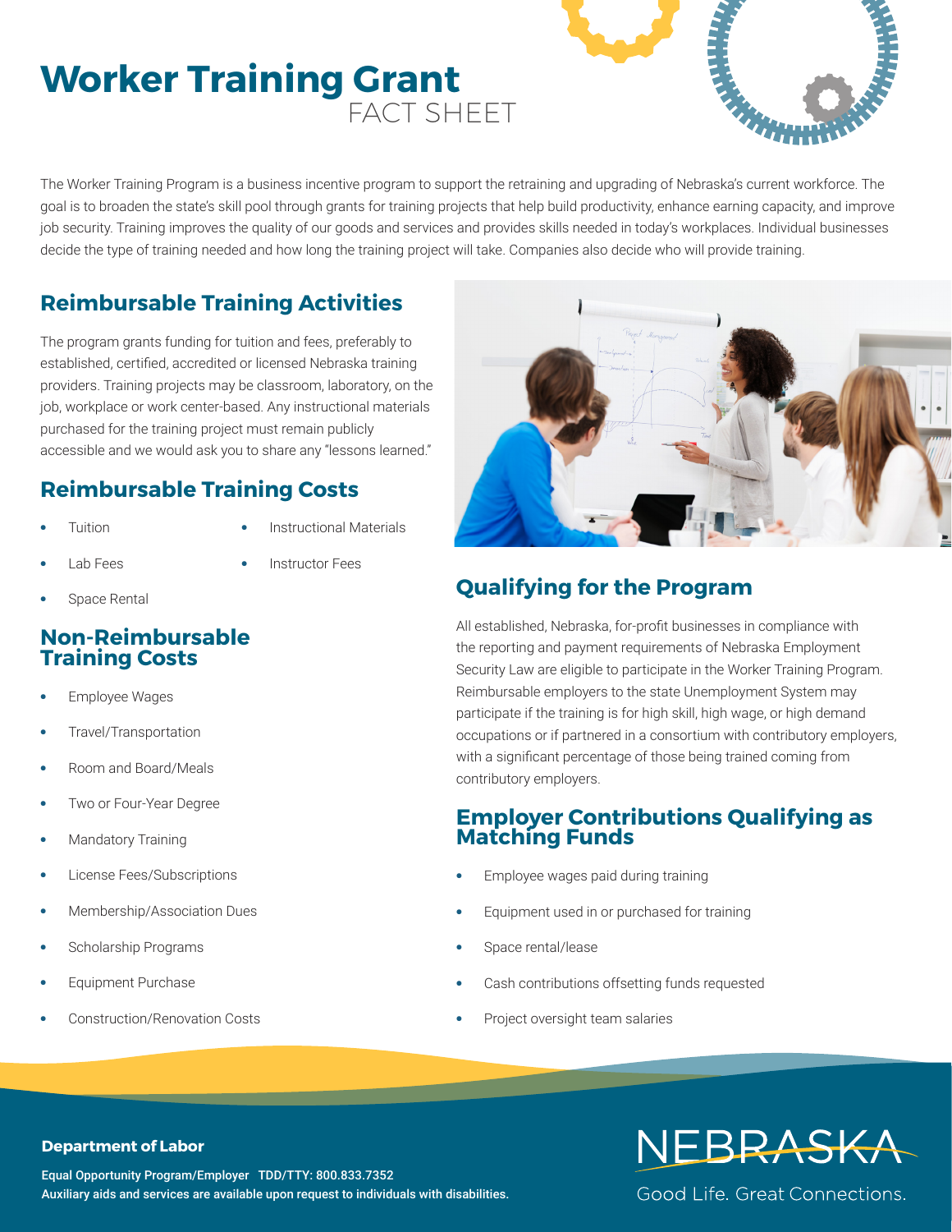# Worker Training Grant
## FACT SHEET

The Worker Training Program is a business incentive program to support the retraining and upgrading of Nebraska's current workforce. The goal is to broaden the state's skill pool through grants for training projects that help build productivity, enhance earning capacity, and improve job security. Training improves the quality of our goods and services and provides skills needed in today's workplaces. Individual businesses decide the type of training needed and how long the training project will take. Companies also decide who will provide training.

## Reimbursable Training Activities

The program grants funding for tuition and fees, preferably to established, certified, accredited or licensed Nebraska training providers. Training projects may be classroom, laboratory, on the job, workplace or work center-based. Any instructional materials purchased for the training project must remain publicly accessible and we would ask you to share any "lessons learned."

## Reimbursable Training Costs

- Tuition
- Instructional Materials
- Lab Fees
- Instructor Fees
- Space Rental

## Non-Reimbursable Training Costs

- Employee Wages
- Travel/Transportation
- Room and Board/Meals
- Two or Four-Year Degree
- Mandatory Training
- License Fees/Subscriptions
- Membership/Association Dues
- Scholarship Programs
- Equipment Purchase
- Construction/Renovation Costs

## Qualifying for the Program

All established, Nebraska, for-profit businesses in compliance with the reporting and payment requirements of Nebraska Employment Security Law are eligible to participate in the Worker Training Program. Reimbursable employers to the state Unemployment System may participate if the training is for high skill, high wage, or high demand occupations or if partnered in a consortium with contributory employers, with a significant percentage of those being trained coming from contributory employers.

## Employer Contributions Qualifying as Matching Funds

- Employee wages paid during training
- Equipment used in or purchased for training
- Space rental/lease
- Cash contributions offsetting funds requested
- Project oversight team salaries

**Department of Labor**

**Equal Opportunity Program/Employer TDD/TTY: 800.833.7352**
**Auxiliary aids and services are available upon request to individuals with disabilities.**

NEBRASKA
Good Life. Great Connections.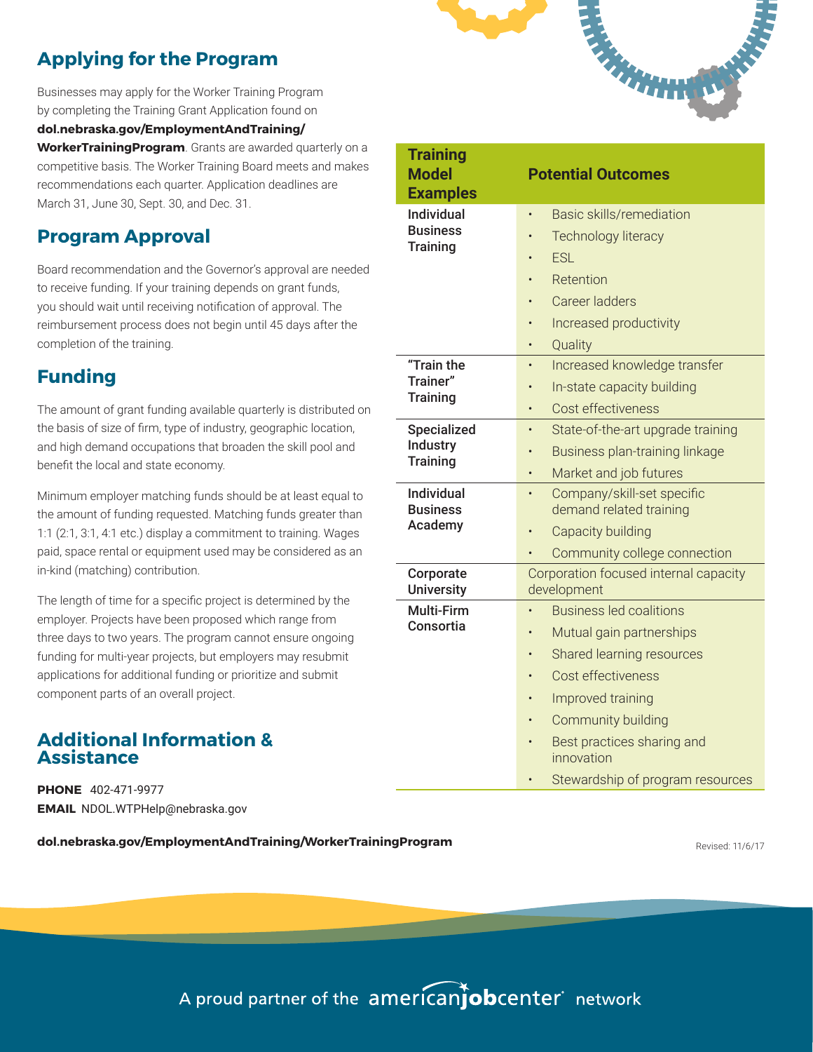## Applying for the Program

Businesses may apply for the Worker Training Program by completing the Training Grant Application found on **dol.nebraska.gov/EmploymentAndTraining/WorkerTrainingProgram**. Grants are awarded quarterly on a competitive basis. The Worker Training Board meets and makes recommendations each quarter. Application deadlines are March 31, June 30, Sept. 30, and Dec. 31.

## Program Approval

Board recommendation and the Governor's approval are needed to receive funding. If your training depends on grant funds, you should wait until receiving notification of approval. The reimbursement process does not begin until 45 days after the completion of the training.

## Funding

The amount of grant funding available quarterly is distributed on the basis of size of firm, type of industry, geographic location, and high demand occupations that broaden the skill pool and benefit the local and state economy.

Minimum employer matching funds should be at least equal to the amount of funding requested. Matching funds greater than 1:1 (2:1, 3:1, 4:1 etc.) display a commitment to training. Wages paid, space rental or equipment used may be considered as an in-kind (matching) contribution.

The length of time for a specific project is determined by the employer. Projects have been proposed which range from three days to two years. The program cannot ensure ongoing funding for multi-year projects, but employers may resubmit applications for additional funding or prioritize and submit component parts of an overall project.

## Additional Information & Assistance

**PHONE** 402-471-9977
**EMAIL** NDOL.WTPHelp@nebraska.gov

| Training Model Examples | Potential Outcomes |
|---|---|
| Individual Business Training | • Basic skills/remediation<br>• Technology literacy<br>• ESL<br>• Retention<br>• Career ladders<br>• Increased productivity<br>• Quality |
| "Train the Trainer" Training | • Increased knowledge transfer<br>• In-state capacity building<br>• Cost effectiveness |
| Specialized Industry Training | • State-of-the-art upgrade training<br>• Business plan-training linkage<br>• Market and job futures |
| Individual Business Academy | • Company/skill-set specific demand related training<br>• Capacity building<br>• Community college connection |
| Corporate University | Corporation focused internal capacity development |
| Multi-Firm Consortia | • Business led coalitions<br>• Mutual gain partnerships<br>• Shared learning resources<br>• Cost effectiveness<br>• Improved training<br>• Community building<br>• Best practices sharing and innovation<br>• Stewardship of program resources |

**dol.nebraska.gov/EmploymentAndTraining/WorkerTrainingProgram**

Revised: 11/6/17

A proud partner of the americanjobcenter network